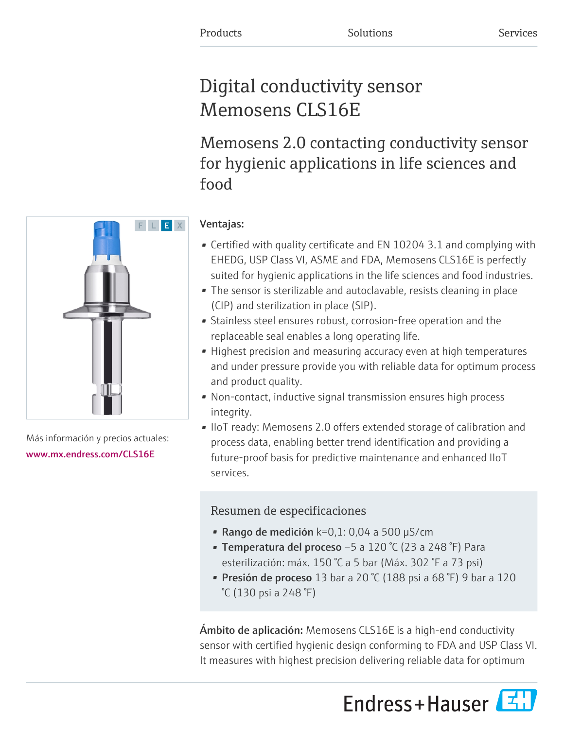Products Solutions Services

# Digital conductivity sensor Memosens CLS16E

## Memosens 2.0 contacting conductivity sensor for hygienic applications in life sciences and food

F L E X

Más información y precios actuales:
www.mx.endress.com/CLS16E

**Ventajas:**

- Certified with quality certificate and EN 10204 3.1 and complying with EHEDG, USP Class VI, ASME and FDA, Memosens CLS16E is perfectly suited for hygienic applications in the life sciences and food industries.
- The sensor is sterilizable and autoclavable, resists cleaning in place (CIP) and sterilization in place (SIP).
- Stainless steel ensures robust, corrosion-free operation and the replaceable seal enables a long operating life.
- Highest precision and measuring accuracy even at high temperatures and under pressure provide you with reliable data for optimum process and product quality.
- Non-contact, inductive signal transmission ensures high process integrity.
- IIoT ready: Memosens 2.0 offers extended storage of calibration and process data, enabling better trend identification and providing a future-proof basis for predictive maintenance and enhanced IIoT services.

### Resumen de especificaciones

- **Rango de medición** k=0,1: 0,04 a 500 µS/cm
- **Temperatura del proceso** −5 a 120 °C (23 a 248 °F) Para esterilización: máx. 150 °C a 5 bar (Máx. 302 °F a 73 psi)
- **Presión de proceso** 13 bar a 20 °C (188 psi a 68 °F) 9 bar a 120 °C (130 psi a 248 °F)

**Ámbito de aplicación:** Memosens CLS16E is a high-end conductivity sensor with certified hygienic design conforming to FDA and USP Class VI. It measures with highest precision delivering reliable data for optimum

Endress+Hauser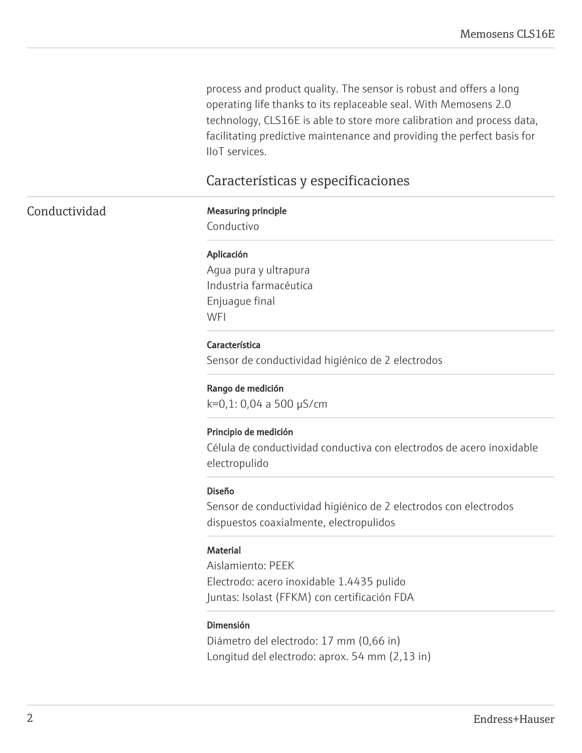process and product quality. The sensor is robust and offers a long operating life thanks to its replaceable seal. With Memosens 2.0 technology, CLS16E is able to store more calibration and process data, facilitating predictive maintenance and providing the perfect basis for IIoT services.

## Características y especificaciones

### Conductividad

**Measuring principle**
Conductivo

**Aplicación**
Agua pura y ultrapura
Industria farmacéutica
Enjuague final
WFI

**Característica**
Sensor de conductividad higiénico de 2 electrodos

**Rango de medición**
k=0,1: 0,04 a 500 µS/cm

**Principio de medición**
Célula de conductividad conductiva con electrodos de acero inoxidable electropulido

**Diseño**
Sensor de conductividad higiénico de 2 electrodos con electrodos dispuestos coaxialmente, electropulidos

**Material**
Aislamiento: PEEK
Electrodo: acero inoxidable 1.4435 pulido
Juntas: Isolast (FFKM) con certificación FDA

**Dimensión**
Diámetro del electrodo: 17 mm (0,66 in)
Longitud del electrodo: aprox. 54 mm (2,13 in)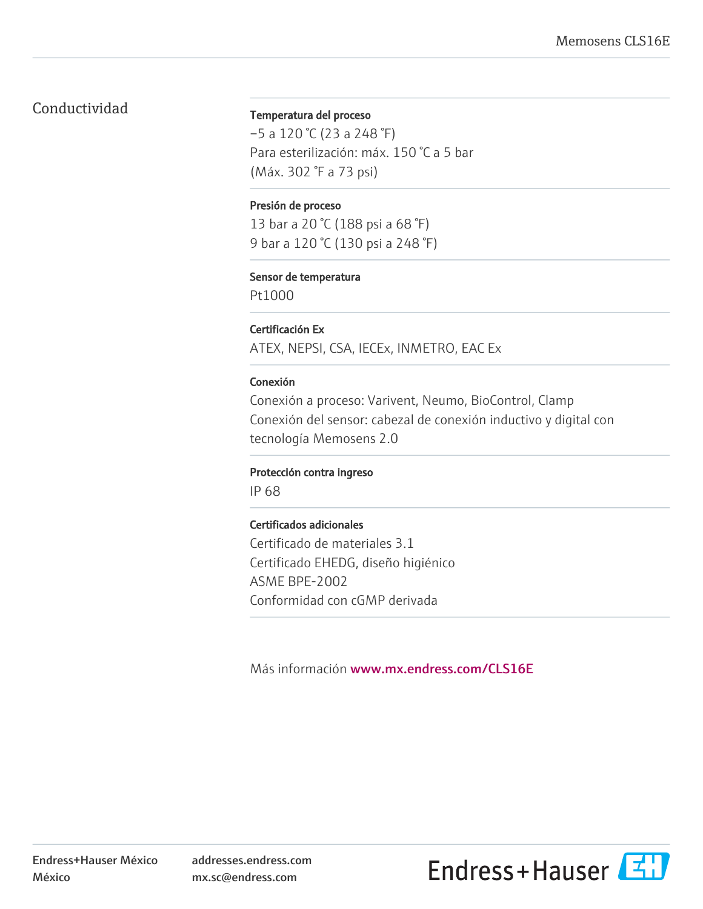## Conductividad

**Temperatura del proceso**
−5 a 120 °C (23 a 248 °F)
Para esterilización: máx. 150 °C a 5 bar
(Máx. 302 °F a 73 psi)

**Presión de proceso**
13 bar a 20 °C (188 psi a 68 °F)
9 bar a 120 °C (130 psi a 248 °F)

**Sensor de temperatura**
Pt1000

**Certificación Ex**
ATEX, NEPSI, CSA, IECEx, INMETRO, EAC Ex

**Conexión**
Conexión a proceso: Varivent, Neumo, BioControl, Clamp
Conexión del sensor: cabezal de conexión inductivo y digital con tecnología Memosens 2.0

**Protección contra ingreso**
IP 68

**Certificados adicionales**
Certificado de materiales 3.1
Certificado EHEDG, diseño higiénico
ASME BPE-2002
Conformidad con cGMP derivada

Más información **www.mx.endress.com/CLS16E**

Endress+Hauser México
México

addresses.endress.com
mx.sc@endress.com